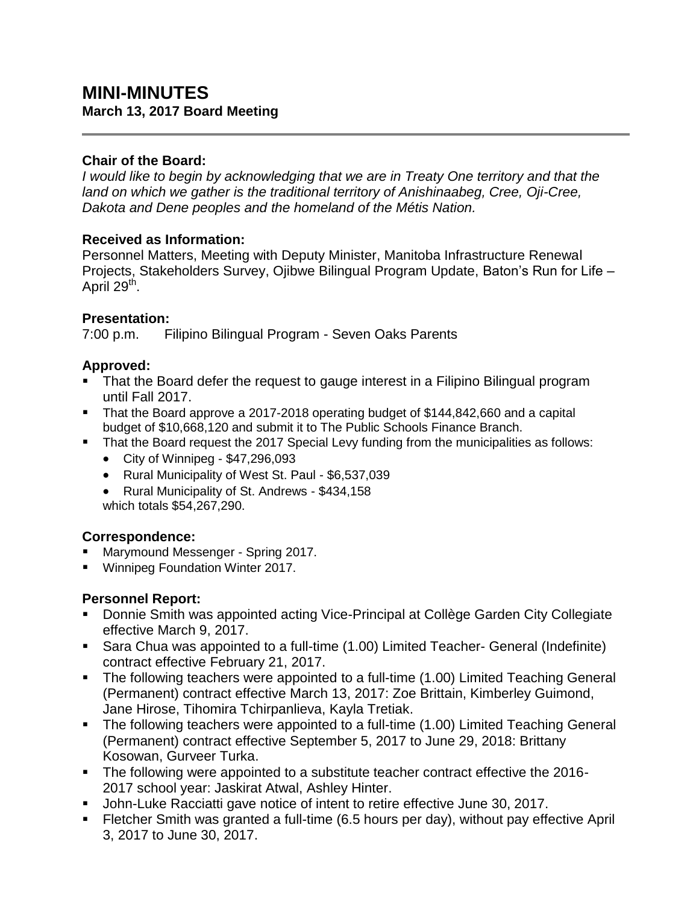# MINI-MINUTES

**March 13, 2017 Board Meeting**

**Chair of the Board:**

*I would like to begin by acknowledging that we are in Treaty One territory and that the land on which we gather is the traditional territory of Anishinaabeg, Cree, Oji-Cree, Dakota and Dene peoples and the homeland of the Métis Nation.*

**Received as Information:**

Personnel Matters, Meeting with Deputy Minister, Manitoba Infrastructure Renewal Projects, Stakeholders Survey, Ojibwe Bilingual Program Update, Baton's Run for Life – April 29th.

**Presentation:**

7:00 p.m. Filipino Bilingual Program - Seven Oaks Parents

**Approved:**

- That the Board defer the request to gauge interest in a Filipino Bilingual program until Fall 2017.
- That the Board approve a 2017-2018 operating budget of $144,842,660 and a capital budget of $10,668,120 and submit it to The Public Schools Finance Branch.
- That the Board request the 2017 Special Levy funding from the municipalities as follows:
  - City of Winnipeg - $47,296,093
  - Rural Municipality of West St. Paul - $6,537,039
  - Rural Municipality of St. Andrews - $434,158

  which totals $54,267,290.

**Correspondence:**

- Marymound Messenger - Spring 2017.
- Winnipeg Foundation Winter 2017.

**Personnel Report:**

- Donnie Smith was appointed acting Vice-Principal at Collège Garden City Collegiate effective March 9, 2017.
- Sara Chua was appointed to a full-time (1.00) Limited Teacher- General (Indefinite) contract effective February 21, 2017.
- The following teachers were appointed to a full-time (1.00) Limited Teaching General (Permanent) contract effective March 13, 2017: Zoe Brittain, Kimberley Guimond, Jane Hirose, Tihomira Tchirpanlieva, Kayla Tretiak.
- The following teachers were appointed to a full-time (1.00) Limited Teaching General (Permanent) contract effective September 5, 2017 to June 29, 2018: Brittany Kosowan, Gurveer Turka.
- The following were appointed to a substitute teacher contract effective the 2016-2017 school year: Jaskirat Atwal, Ashley Hinter.
- John-Luke Racciatti gave notice of intent to retire effective June 30, 2017.
- Fletcher Smith was granted a full-time (6.5 hours per day), without pay effective April 3, 2017 to June 30, 2017.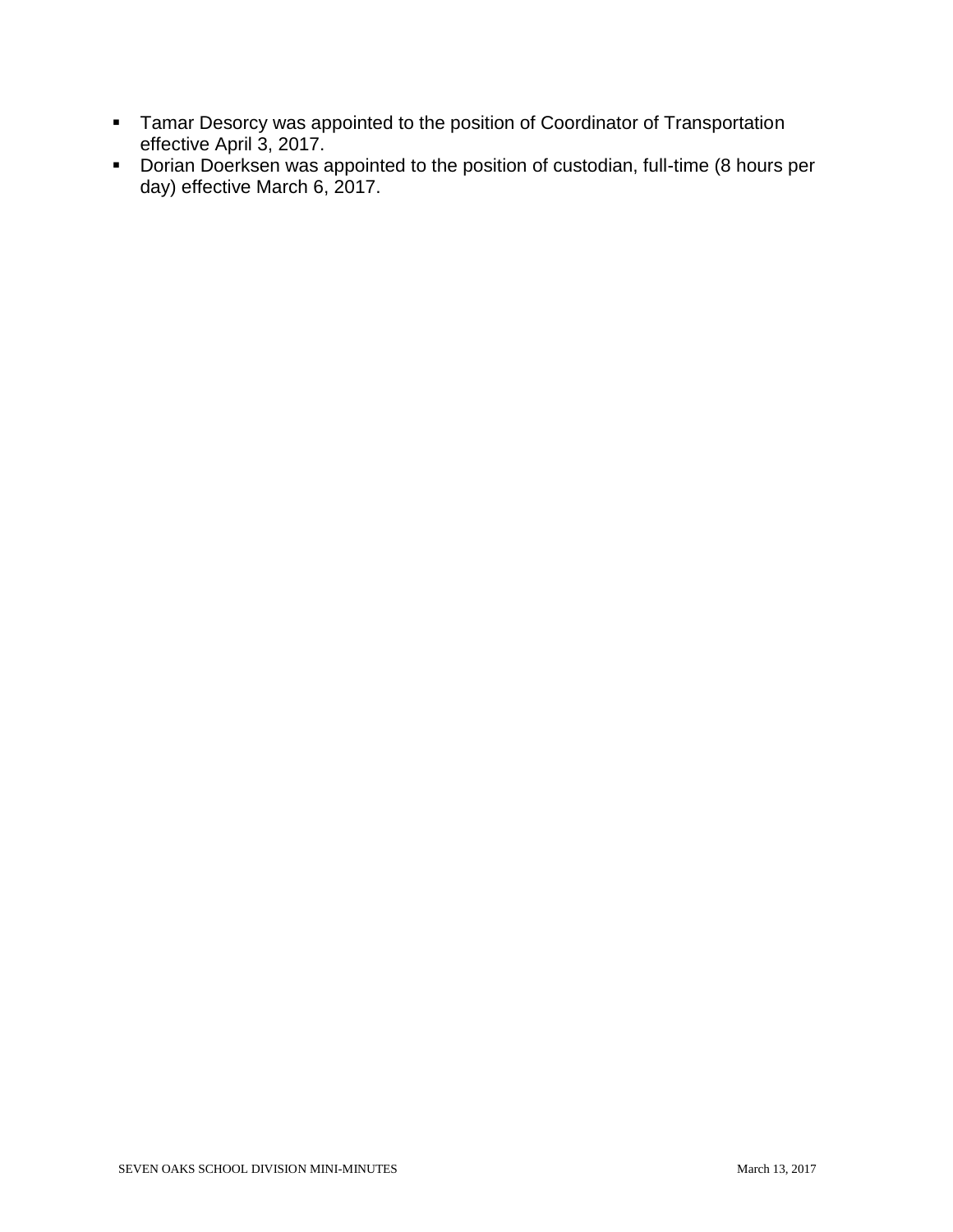- Tamar Desorcy was appointed to the position of Coordinator of Transportation effective April 3, 2017.
- Dorian Doerksen was appointed to the position of custodian, full-time (8 hours per day) effective March 6, 2017.